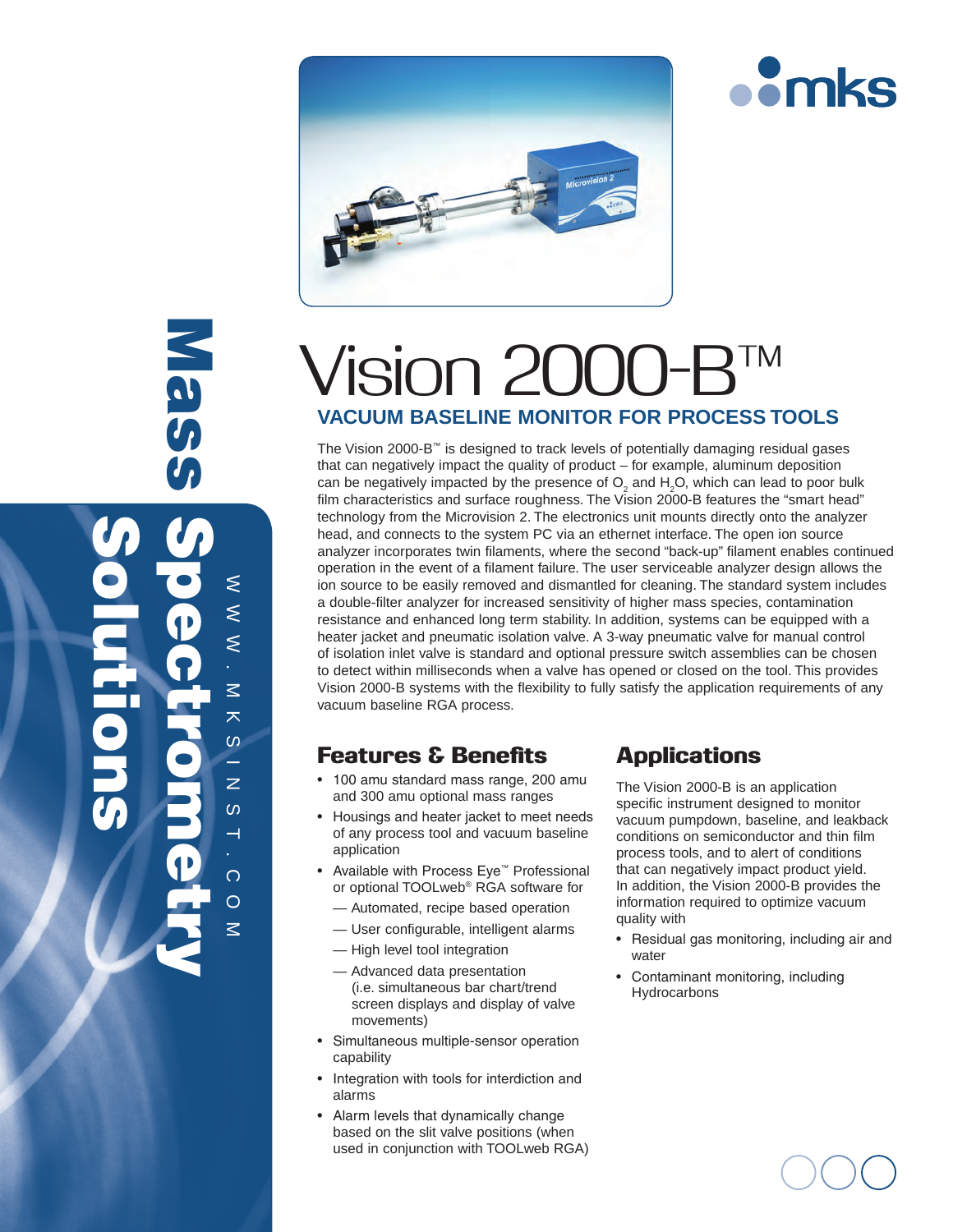# Vision 2000-B™

## VACUUM BASELINE MONITOR FOR PROCESS TOOLS

The Vision 2000-B™ is designed to track levels of potentially damaging residual gases that can negatively impact the quality of product – for example, aluminum deposition can be negatively impacted by the presence of $O_2$ and $H_2O$, which can lead to poor bulk film characteristics and surface roughness. The Vision 2000-B features the "smart head" technology from the Microvision 2. The electronics unit mounts directly onto the analyzer head, and connects to the system PC via an ethernet interface. The open ion source analyzer incorporates twin filaments, where the second "back-up" filament enables continued operation in the event of a filament failure. The user serviceable analyzer design allows the ion source to be easily removed and dismantled for cleaning. The standard system includes a double-filter analyzer for increased sensitivity of higher mass species, contamination resistance and enhanced long term stability. In addition, systems can be equipped with a heater jacket and pneumatic isolation valve. A 3-way pneumatic valve for manual control of isolation inlet valve is standard and optional pressure switch assemblies can be chosen to detect within milliseconds when a valve has opened or closed on the tool. This provides Vision 2000-B systems with the flexibility to fully satisfy the application requirements of any vacuum baseline RGA process.

## Features & Benefits

- 100 amu standard mass range, 200 amu and 300 amu optional mass ranges
- Housings and heater jacket to meet needs of any process tool and vacuum baseline application
- Available with Process Eye™ Professional or optional TOOLweb® RGA software for
  - Automated, recipe based operation
  - User configurable, intelligent alarms
  - High level tool integration
  - Advanced data presentation (i.e. simultaneous bar chart/trend screen displays and display of valve movements)
- Simultaneous multiple-sensor operation capability
- Integration with tools for interdiction and alarms
- Alarm levels that dynamically change based on the slit valve positions (when used in conjunction with TOOLweb RGA)

## Applications

The Vision 2000-B is an application specific instrument designed to monitor vacuum pumpdown, baseline, and leakback conditions on semiconductor and thin film process tools, and to alert of conditions that can negatively impact product yield. In addition, the Vision 2000-B provides the information required to optimize vacuum quality with

- Residual gas monitoring, including air and water
- Contaminant monitoring, including Hydrocarbons

Mass Spectrometry Solutions

WWW.MKSINST.COM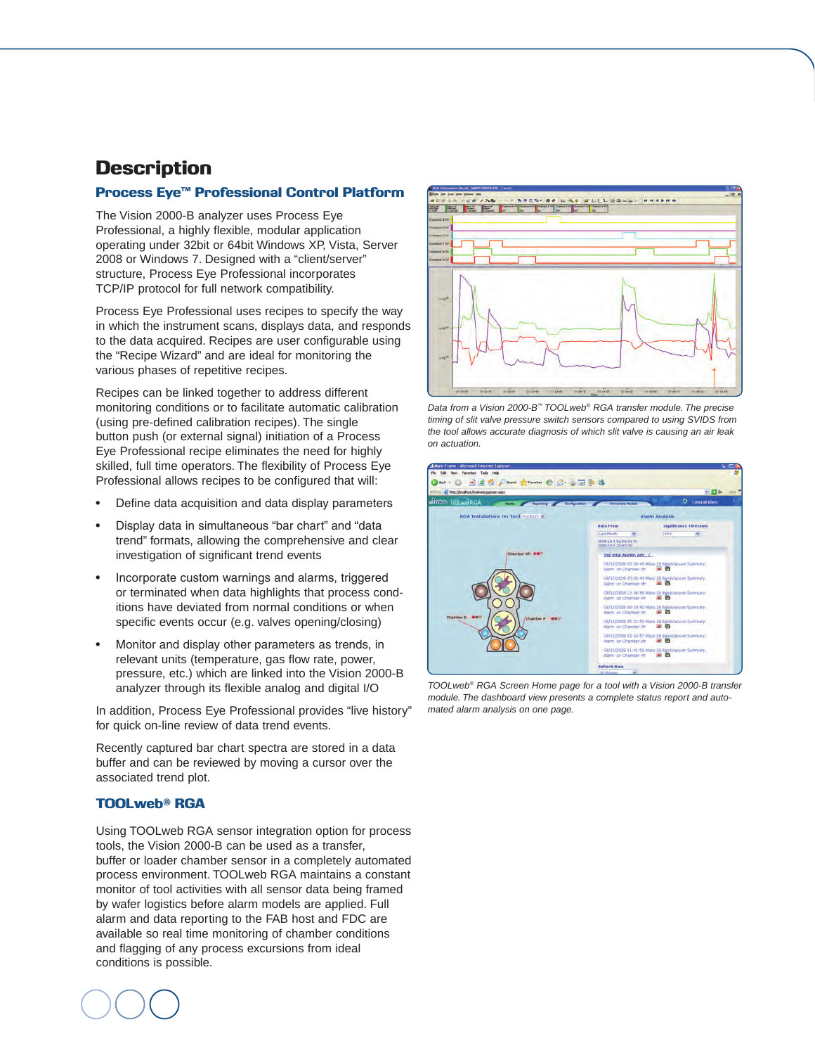# Description

## Process Eye™ Professional Control Platform

The Vision 2000-B analyzer uses Process Eye Professional, a highly flexible, modular application operating under 32bit or 64bit Windows XP, Vista, Server 2008 or Windows 7. Designed with a "client/server" structure, Process Eye Professional incorporates TCP/IP protocol for full network compatibility.

Process Eye Professional uses recipes to specify the way in which the instrument scans, displays data, and responds to the data acquired. Recipes are user configurable using the "Recipe Wizard" and are ideal for monitoring the various phases of repetitive recipes.

Recipes can be linked together to address different monitoring conditions or to facilitate automatic calibration (using pre-defined calibration recipes). The single button push (or external signal) initiation of a Process Eye Professional recipe eliminates the need for highly skilled, full time operators. The flexibility of Process Eye Professional allows recipes to be configured that will:

- Define data acquisition and data display parameters
- Display data in simultaneous "bar chart" and "data trend" formats, allowing the comprehensive and clear investigation of significant trend events
- Incorporate custom warnings and alarms, triggered or terminated when data highlights that process conditions have deviated from normal conditions or when specific events occur (e.g. valves opening/closing)
- Monitor and display other parameters as trends, in relevant units (temperature, gas flow rate, power, pressure, etc.) which are linked into the Vision 2000-B analyzer through its flexible analog and digital I/O

In addition, Process Eye Professional provides "live history" for quick on-line review of data trend events.

Recently captured bar chart spectra are stored in a data buffer and can be reviewed by moving a cursor over the associated trend plot.

## TOOLweb® RGA

Using TOOLweb RGA sensor integration option for process tools, the Vision 2000-B can be used as a transfer, buffer or loader chamber sensor in a completely automated process environment. TOOLweb RGA maintains a constant monitor of tool activities with all sensor data being framed by wafer logistics before alarm models are applied. Full alarm and data reporting to the FAB host and FDC are available so real time monitoring of chamber conditions and flagging of any process excursions from ideal conditions is possible.

*Data from a Vision 2000-B™ TOOLweb® RGA transfer module. The precise timing of slit valve pressure switch sensors compared to using SVIDS from the tool allows accurate diagnosis of which slit valve is causing an air leak on actuation.*

*TOOLweb® RGA Screen Home page for a tool with a Vision 2000-B transfer module. The dashboard view presents a complete status report and automated alarm analysis on one page.*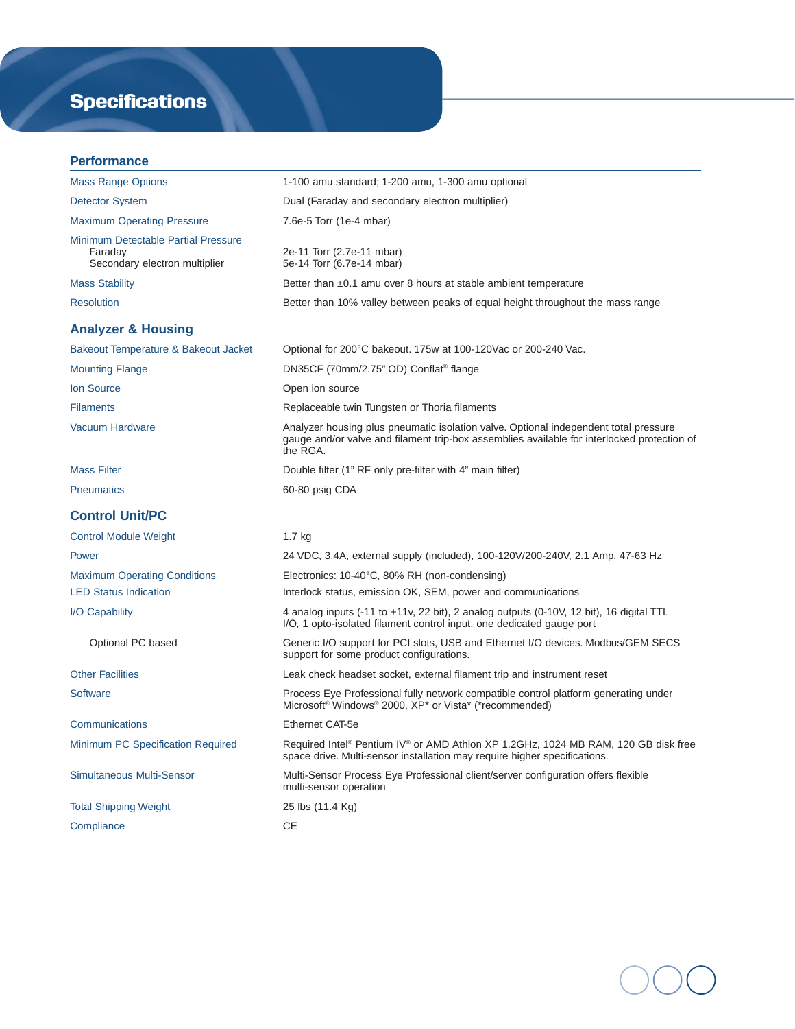# Specifications

## Performance

| | |
|---|---|
| Mass Range Options | 1-100 amu standard; 1-200 amu, 1-300 amu optional |
| Detector System | Dual (Faraday and secondary electron multiplier) |
| Maximum Operating Pressure | 7.6e-5 Torr (1e-4 mbar) |
| Minimum Detectable Partial Pressure | |
| Faraday | 2e-11 Torr (2.7e-11 mbar) |
| Secondary electron multiplier | 5e-14 Torr (6.7e-14 mbar) |
| Mass Stability | Better than ±0.1 amu over 8 hours at stable ambient temperature |
| Resolution | Better than 10% valley between peaks of equal height throughout the mass range |

## Analyzer & Housing

| | |
|---|---|
| Bakeout Temperature & Bakeout Jacket | Optional for 200°C bakeout. 175w at 100-120Vac or 200-240 Vac. |
| Mounting Flange | DN35CF (70mm/2.75" OD) Conflat® flange |
| Ion Source | Open ion source |
| Filaments | Replaceable twin Tungsten or Thoria filaments |
| Vacuum Hardware | Analyzer housing plus pneumatic isolation valve. Optional independent total pressure gauge and/or valve and filament trip-box assemblies available for interlocked protection of the RGA. |
| Mass Filter | Double filter (1" RF only pre-filter with 4" main filter) |
| Pneumatics | 60-80 psig CDA |

## Control Unit/PC

| | |
|---|---|
| Control Module Weight | 1.7 kg |
| Power | 24 VDC, 3.4A, external supply (included), 100-120V/200-240V, 2.1 Amp, 47-63 Hz |
| Maximum Operating Conditions | Electronics: 10-40°C, 80% RH (non-condensing) |
| LED Status Indication | Interlock status, emission OK, SEM, power and communications |
| I/O Capability | 4 analog inputs (-11 to +11v, 22 bit), 2 analog outputs (0-10V, 12 bit), 16 digital TTL I/O, 1 opto-isolated filament control input, one dedicated gauge port |
| Optional PC based | Generic I/O support for PCI slots, USB and Ethernet I/O devices. Modbus/GEM SECS support for some product configurations. |
| Other Facilities | Leak check headset socket, external filament trip and instrument reset |
| Software | Process Eye Professional fully network compatible control platform generating under Microsoft® Windows® 2000, XP* or Vista* (*recommended) |
| Communications | Ethernet CAT-5e |
| Minimum PC Specification Required | Required Intel® Pentium IV® or AMD Athlon XP 1.2GHz, 1024 MB RAM, 120 GB disk free space drive. Multi-sensor installation may require higher specifications. |
| Simultaneous Multi-Sensor | Multi-Sensor Process Eye Professional client/server configuration offers flexible multi-sensor operation |
| Total Shipping Weight | 25 lbs (11.4 Kg) |
| Compliance | CE |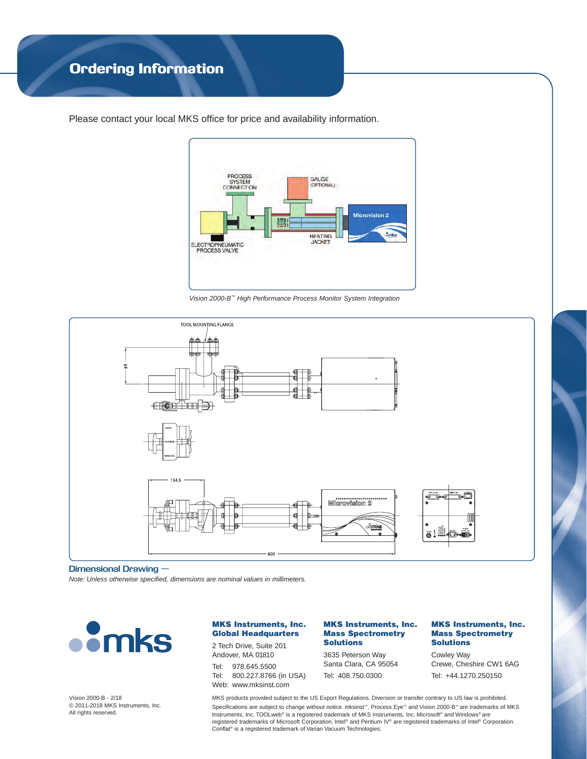## Ordering Information

Please contact your local MKS office for price and availability information.

PROCESS SYSTEM CONNECTION
GAUGE (OPTIONAL)
Microvision 2
HEATING JACKET
ELECTROPNEUMATIC PROCESS VALVE

*Vision 2000-B™ High Performance Process Monitor System Integration*

TOOL MOUNTING FLANGE
89
AUTO
CLOSED
MANUAL
134.5
600
Microvision 2

**Dimensional Drawing —**

*Note: Unless otherwise specified, dimensions are nominal values in millimeters.*

**MKS Instruments, Inc.**
**Global Headquarters**
2 Tech Drive, Suite 201
Andover, MA 01810
Tel: 978.645.5500
Tel: 800.227.8766 (in USA)
Web: www.mksinst.com

**MKS Instruments, Inc.**
**Mass Spectrometry Solutions**
3635 Peterson Way
Santa Clara, CA 95054
Tel: 408.750.0300

**MKS Instruments, Inc.**
**Mass Spectrometry Solutions**
Cowley Way
Crewe, Cheshire CW1 6AG
Tel: +44.1270.250150

Vision 2000-B - 2/18
© 2011-2018 MKS Instruments, Inc.
All rights reserved.

MKS products provided subject to the US Export Regulations. Diversion or transfer contrary to US law is prohibited.
Specifications are subject to change without notice. mksinst™, Process Eye™ and Vision 2000-B™ are trademarks of MKS Instruments, Inc. TOOLweb® is a registered trademark of MKS Instruments, Inc. Microsoft® and Windows® are registered trademarks of Microsoft Corporation. Intel® and Pentium IV® are registered trademarks of Intel® Corporation. Conflat® is a registered trademark of Varian Vacuum Technologies.